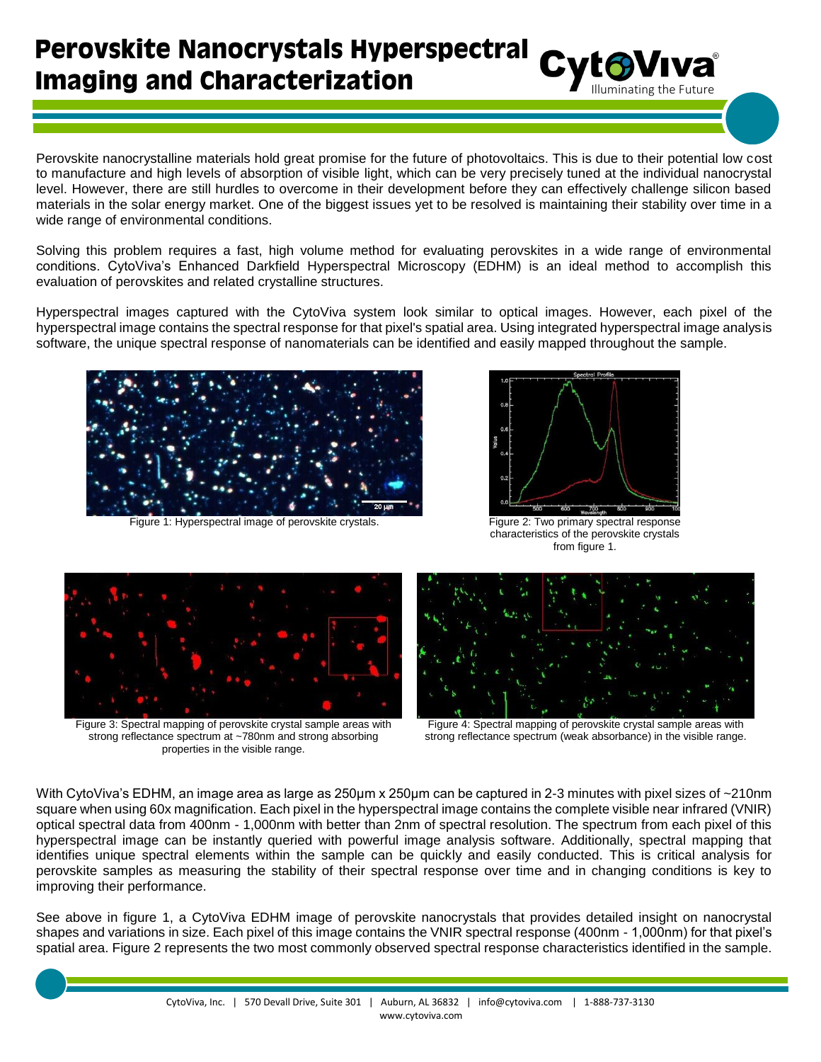# Perovskite Nanocrystals Hyperspectral Imaging and Characterization

Perovskite nanocrystalline materials hold great promise for the future of photovoltaics. This is due to their potential low cost to manufacture and high levels of absorption of visible light, which can be very precisely tuned at the individual nanocrystal level. However, there are still hurdles to overcome in their development before they can effectively challenge silicon based materials in the solar energy market. One of the biggest issues yet to be resolved is maintaining their stability over time in a wide range of environmental conditions.

Solving this problem requires a fast, high volume method for evaluating perovskites in a wide range of environmental conditions. CytoViva's Enhanced Darkfield Hyperspectral Microscopy (EDHM) is an ideal method to accomplish this evaluation of perovskites and related crystalline structures.

Hyperspectral images captured with the CytoViva system look similar to optical images. However, each pixel of the hyperspectral image contains the spectral response for that pixel's spatial area. Using integrated hyperspectral image analysis software, the unique spectral response of nanomaterials can be identified and easily mapped throughout the sample.

Figure 1: Hyperspectral image of perovskite crystals.

Figure 2: Two primary spectral response characteristics of the perovskite crystals from figure 1.

Figure 3: Spectral mapping of perovskite crystal sample areas with strong reflectance spectrum at ~780nm and strong absorbing properties in the visible range.

Figure 4: Spectral mapping of perovskite crystal sample areas with strong reflectance spectrum (weak absorbance) in the visible range.

With CytoViva's EDHM, an image area as large as 250µm x 250µm can be captured in 2-3 minutes with pixel sizes of ~210nm square when using 60x magnification. Each pixel in the hyperspectral image contains the complete visible near infrared (VNIR) optical spectral data from 400nm - 1,000nm with better than 2nm of spectral resolution. The spectrum from each pixel of this hyperspectral image can be instantly queried with powerful image analysis software. Additionally, spectral mapping that identifies unique spectral elements within the sample can be quickly and easily conducted. This is critical analysis for perovskite samples as measuring the stability of their spectral response over time and in changing conditions is key to improving their performance.

See above in figure 1, a CytoViva EDHM image of perovskite nanocrystals that provides detailed insight on nanocrystal shapes and variations in size. Each pixel of this image contains the VNIR spectral response (400nm - 1,000nm) for that pixel's spatial area. Figure 2 represents the two most commonly observed spectral response characteristics identified in the sample.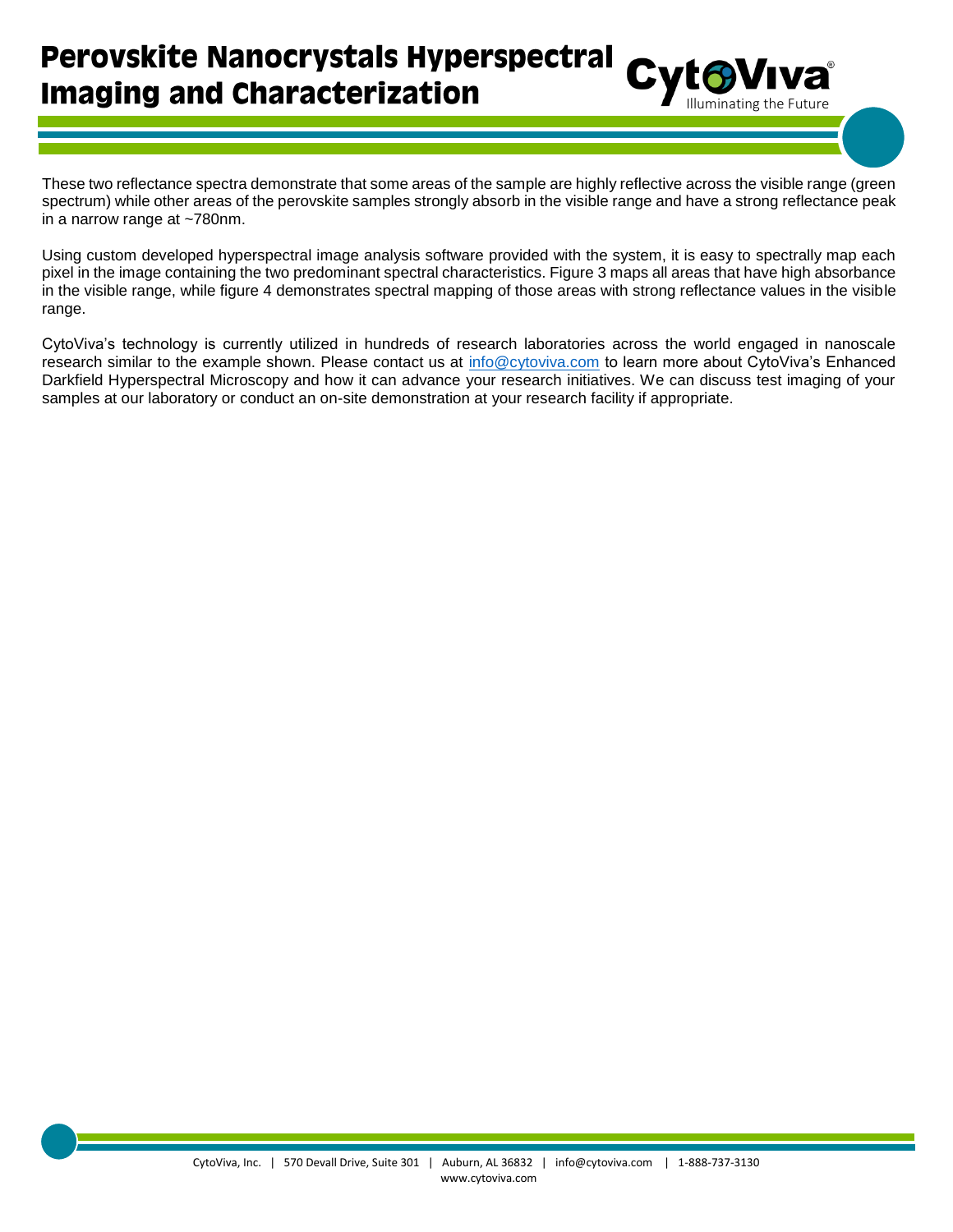# Perovskite Nanocrystals Hyperspectral Imaging and Characterization

These two reflectance spectra demonstrate that some areas of the sample are highly reflective across the visible range (green spectrum) while other areas of the perovskite samples strongly absorb in the visible range and have a strong reflectance peak in a narrow range at ~780nm.

Using custom developed hyperspectral image analysis software provided with the system, it is easy to spectrally map each pixel in the image containing the two predominant spectral characteristics. Figure 3 maps all areas that have high absorbance in the visible range, while figure 4 demonstrates spectral mapping of those areas with strong reflectance values in the visible range.

CytoViva's technology is currently utilized in hundreds of research laboratories across the world engaged in nanoscale research similar to the example shown. Please contact us at info@cytoviva.com to learn more about CytoViva's Enhanced Darkfield Hyperspectral Microscopy and how it can advance your research initiatives. We can discuss test imaging of your samples at our laboratory or conduct an on-site demonstration at your research facility if appropriate.